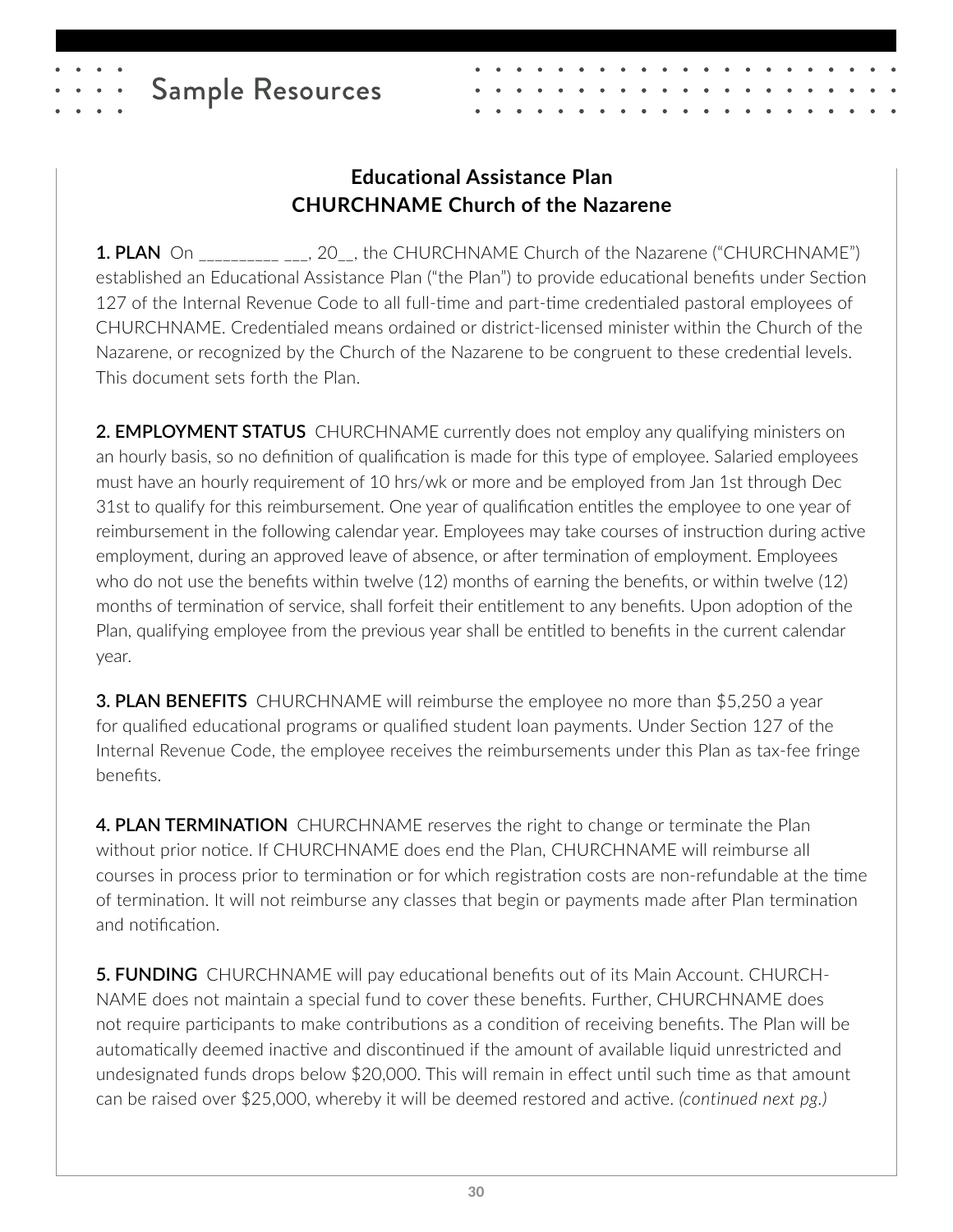# Sample Resources

## Educational Assistance Plan
## CHURCHNAME Church of the Nazarene

**1. PLAN** On __________ ___, 20__, the CHURCHNAME Church of the Nazarene ("CHURCHNAME") established an Educational Assistance Plan ("the Plan") to provide educational benefits under Section 127 of the Internal Revenue Code to all full-time and part-time credentialed pastoral employees of CHURCHNAME. Credentialed means ordained or district-licensed minister within the Church of the Nazarene, or recognized by the Church of the Nazarene to be congruent to these credential levels. This document sets forth the Plan.

**2. EMPLOYMENT STATUS** CHURCHNAME currently does not employ any qualifying ministers on an hourly basis, so no definition of qualification is made for this type of employee. Salaried employees must have an hourly requirement of 10 hrs/wk or more and be employed from Jan 1st through Dec 31st to qualify for this reimbursement. One year of qualification entitles the employee to one year of reimbursement in the following calendar year. Employees may take courses of instruction during active employment, during an approved leave of absence, or after termination of employment. Employees who do not use the benefits within twelve (12) months of earning the benefits, or within twelve (12) months of termination of service, shall forfeit their entitlement to any benefits. Upon adoption of the Plan, qualifying employee from the previous year shall be entitled to benefits in the current calendar year.

**3. PLAN BENEFITS** CHURCHNAME will reimburse the employee no more than $5,250 a year for qualified educational programs or qualified student loan payments. Under Section 127 of the Internal Revenue Code, the employee receives the reimbursements under this Plan as tax-fee fringe benefits.

**4. PLAN TERMINATION** CHURCHNAME reserves the right to change or terminate the Plan without prior notice. If CHURCHNAME does end the Plan, CHURCHNAME will reimburse all courses in process prior to termination or for which registration costs are non-refundable at the time of termination. It will not reimburse any classes that begin or payments made after Plan termination and notification.

**5. FUNDING** CHURCHNAME will pay educational benefits out of its Main Account. CHURCHNAME does not maintain a special fund to cover these benefits. Further, CHURCHNAME does not require participants to make contributions as a condition of receiving benefits. The Plan will be automatically deemed inactive and discontinued if the amount of available liquid unrestricted and undesignated funds drops below $20,000. This will remain in effect until such time as that amount can be raised over $25,000, whereby it will be deemed restored and active. *(continued next pg.)*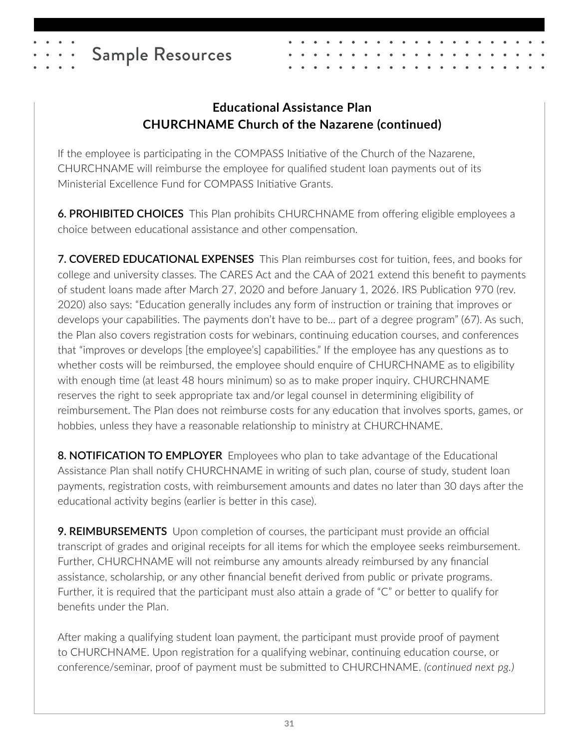**Educational Assistance Plan**
**CHURCHNAME Church of the Nazarene (continued)**

If the employee is participating in the COMPASS Initiative of the Church of the Nazarene, CHURCHNAME will reimburse the employee for qualified student loan payments out of its Ministerial Excellence Fund for COMPASS Initiative Grants.

**6. PROHIBITED CHOICES** This Plan prohibits CHURCHNAME from offering eligible employees a choice between educational assistance and other compensation.

**7. COVERED EDUCATIONAL EXPENSES** This Plan reimburses cost for tuition, fees, and books for college and university classes. The CARES Act and the CAA of 2021 extend this benefit to payments of student loans made after March 27, 2020 and before January 1, 2026. IRS Publication 970 (rev. 2020) also says: "Education generally includes any form of instruction or training that improves or develops your capabilities. The payments don't have to be… part of a degree program" (67). As such, the Plan also covers registration costs for webinars, continuing education courses, and conferences that "improves or develops [the employee's] capabilities." If the employee has any questions as to whether costs will be reimbursed, the employee should enquire of CHURCHNAME as to eligibility with enough time (at least 48 hours minimum) so as to make proper inquiry. CHURCHNAME reserves the right to seek appropriate tax and/or legal counsel in determining eligibility of reimbursement. The Plan does not reimburse costs for any education that involves sports, games, or hobbies, unless they have a reasonable relationship to ministry at CHURCHNAME.

**8. NOTIFICATION TO EMPLOYER** Employees who plan to take advantage of the Educational Assistance Plan shall notify CHURCHNAME in writing of such plan, course of study, student loan payments, registration costs, with reimbursement amounts and dates no later than 30 days after the educational activity begins (earlier is better in this case).

**9. REIMBURSEMENTS** Upon completion of courses, the participant must provide an official transcript of grades and original receipts for all items for which the employee seeks reimbursement. Further, CHURCHNAME will not reimburse any amounts already reimbursed by any financial assistance, scholarship, or any other financial benefit derived from public or private programs. Further, it is required that the participant must also attain a grade of "C" or better to qualify for benefits under the Plan.

After making a qualifying student loan payment, the participant must provide proof of payment to CHURCHNAME. Upon registration for a qualifying webinar, continuing education course, or conference/seminar, proof of payment must be submitted to CHURCHNAME. *(continued next pg.)*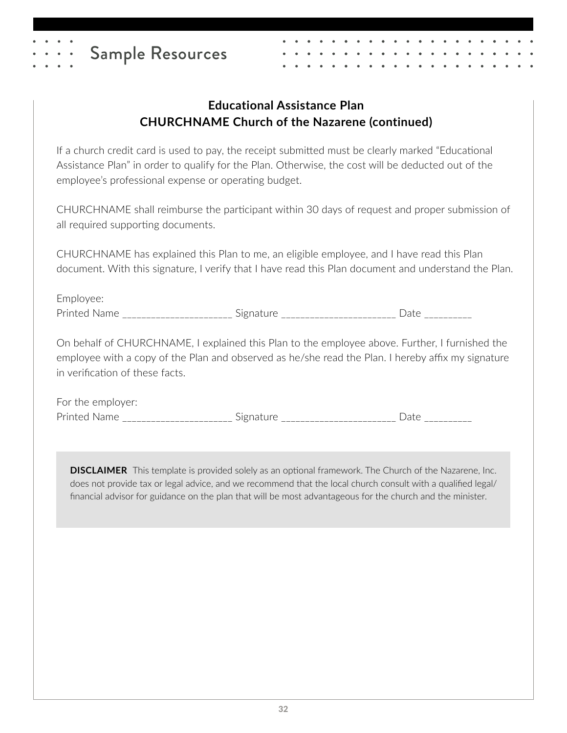**Educational Assistance Plan**
**CHURCHNAME Church of the Nazarene (continued)**

If a church credit card is used to pay, the receipt submitted must be clearly marked "Educational Assistance Plan" in order to qualify for the Plan. Otherwise, the cost will be deducted out of the employee's professional expense or operating budget.

CHURCHNAME shall reimburse the participant within 30 days of request and proper submission of all required supporting documents.

CHURCHNAME has explained this Plan to me, an eligible employee, and I have read this Plan document. With this signature, I verify that I have read this Plan document and understand the Plan.

Employee:
Printed Name _____________________ Signature ______________________ Date _________

On behalf of CHURCHNAME, I explained this Plan to the employee above. Further, I furnished the employee with a copy of the Plan and observed as he/she read the Plan. I hereby affix my signature in verification of these facts.

For the employer:
Printed Name _____________________ Signature ______________________ Date _________

**DISCLAIMER** This template is provided solely as an optional framework. The Church of the Nazarene, Inc. does not provide tax or legal advice, and we recommend that the local church consult with a qualified legal/financial advisor for guidance on the plan that will be most advantageous for the church and the minister.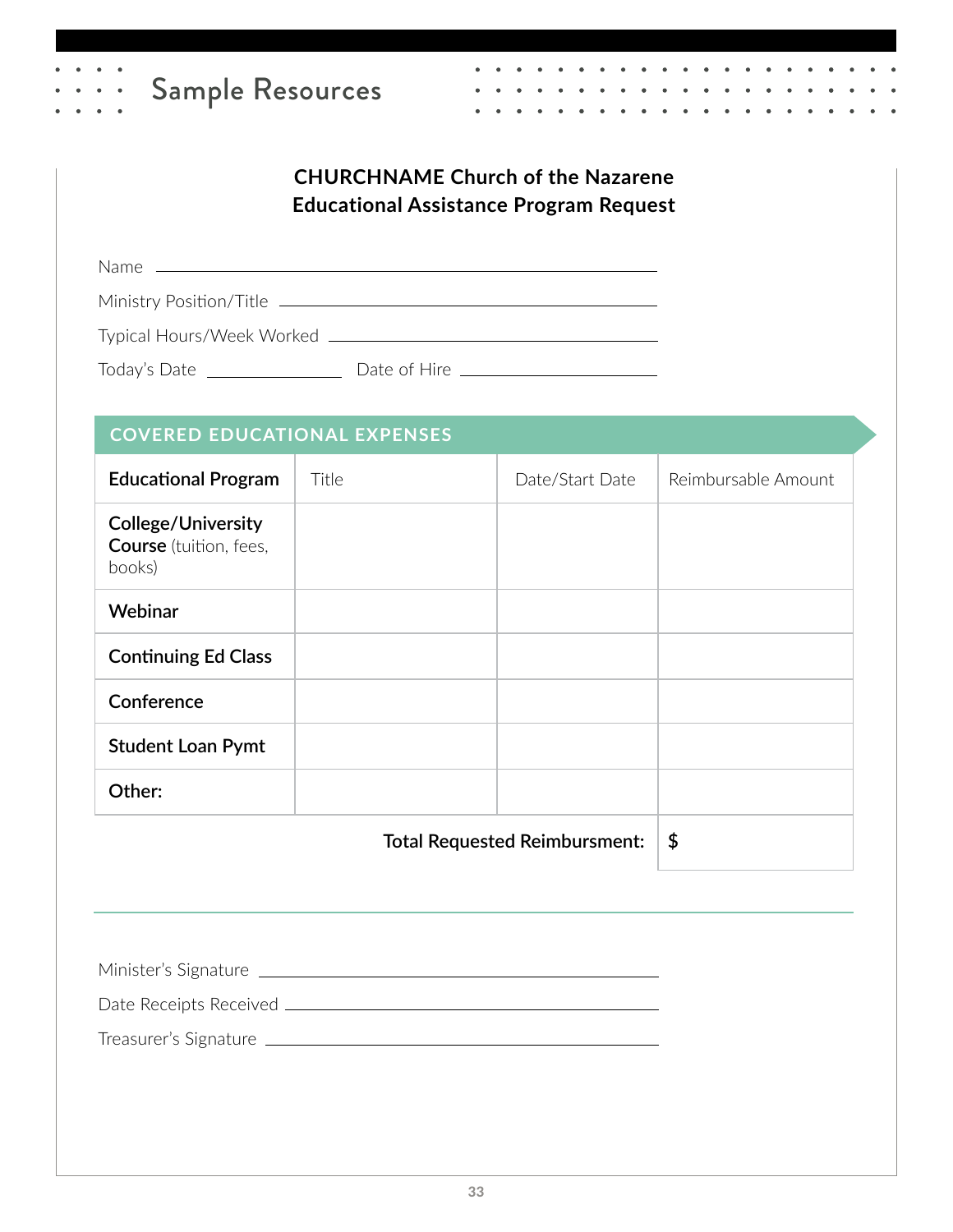Sample Resources

## CHURCHNAME Church of the Nazarene
## Educational Assistance Program Request

Name ______________________________

Ministry Position/Title ______________________________

Typical Hours/Week Worked ______________________________

Today's Date ____________ Date of Hire ______________

### COVERED EDUCATIONAL EXPENSES

| **Educational Program** | Title | Date/Start Date | Reimbursable Amount |
|---|---|---|---|
| **College/University Course** (tuition, fees, books) | | | |
| **Webinar** | | | |
| **Continuing Ed Class** | | | |
| **Conference** | | | |
| **Student Loan Pymt** | | | |
| **Other:** | | | |
| | | **Total Requested Reimbursment:** | **$** |

---

Minister's Signature ______________________________

Date Receipts Received ______________________________

Treasurer's Signature ______________________________